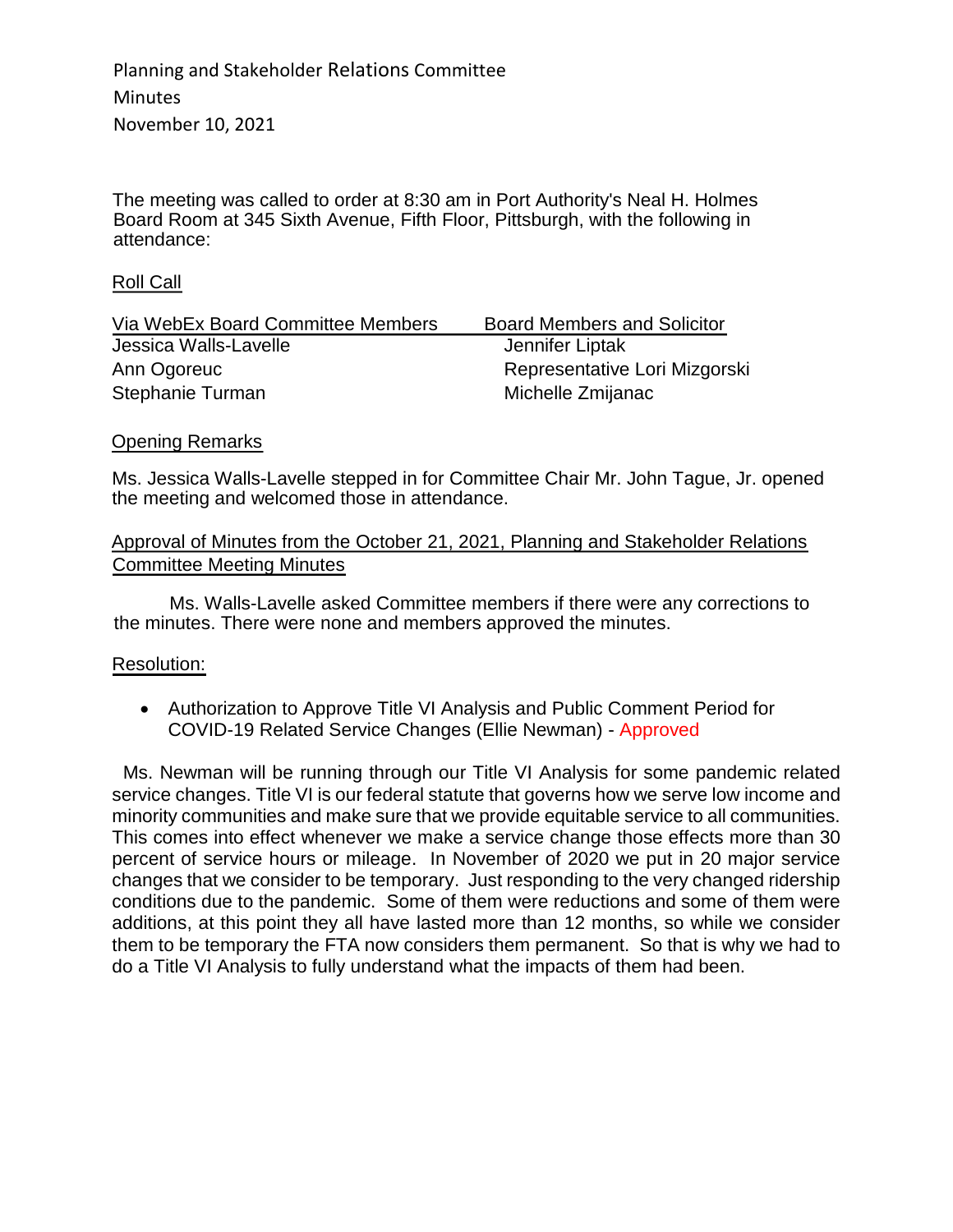Planning and Stakeholder Relations Committee
Minutes
November 10, 2021

The meeting was called to order at 8:30 am in Port Authority's Neal H. Holmes Board Room at 345 Sixth Avenue, Fifth Floor, Pittsburgh, with the following in attendance:

Roll Call

| Via WebEx Board Committee Members | Board Members and Solicitor |
| --- | --- |
| Jessica Walls-Lavelle | Jennifer Liptak |
| Ann Ogoreuc | Representative Lori Mizgorski |
| Stephanie Turman | Michelle Zmijanac |

Opening Remarks

Ms. Jessica Walls-Lavelle stepped in for Committee Chair Mr. John Tague, Jr. opened the meeting and welcomed those in attendance.

Approval of Minutes from the October 21, 2021, Planning and Stakeholder Relations Committee Meeting Minutes

Ms. Walls-Lavelle asked Committee members if there were any corrections to the minutes. There were none and members approved the minutes.

Resolution:

- Authorization to Approve Title VI Analysis and Public Comment Period for COVID-19 Related Service Changes (Ellie Newman) - Approved

Ms. Newman will be running through our Title VI Analysis for some pandemic related service changes. Title VI is our federal statute that governs how we serve low income and minority communities and make sure that we provide equitable service to all communities. This comes into effect whenever we make a service change those effects more than 30 percent of service hours or mileage. In November of 2020 we put in 20 major service changes that we consider to be temporary. Just responding to the very changed ridership conditions due to the pandemic. Some of them were reductions and some of them were additions, at this point they all have lasted more than 12 months, so while we consider them to be temporary the FTA now considers them permanent. So that is why we had to do a Title VI Analysis to fully understand what the impacts of them had been.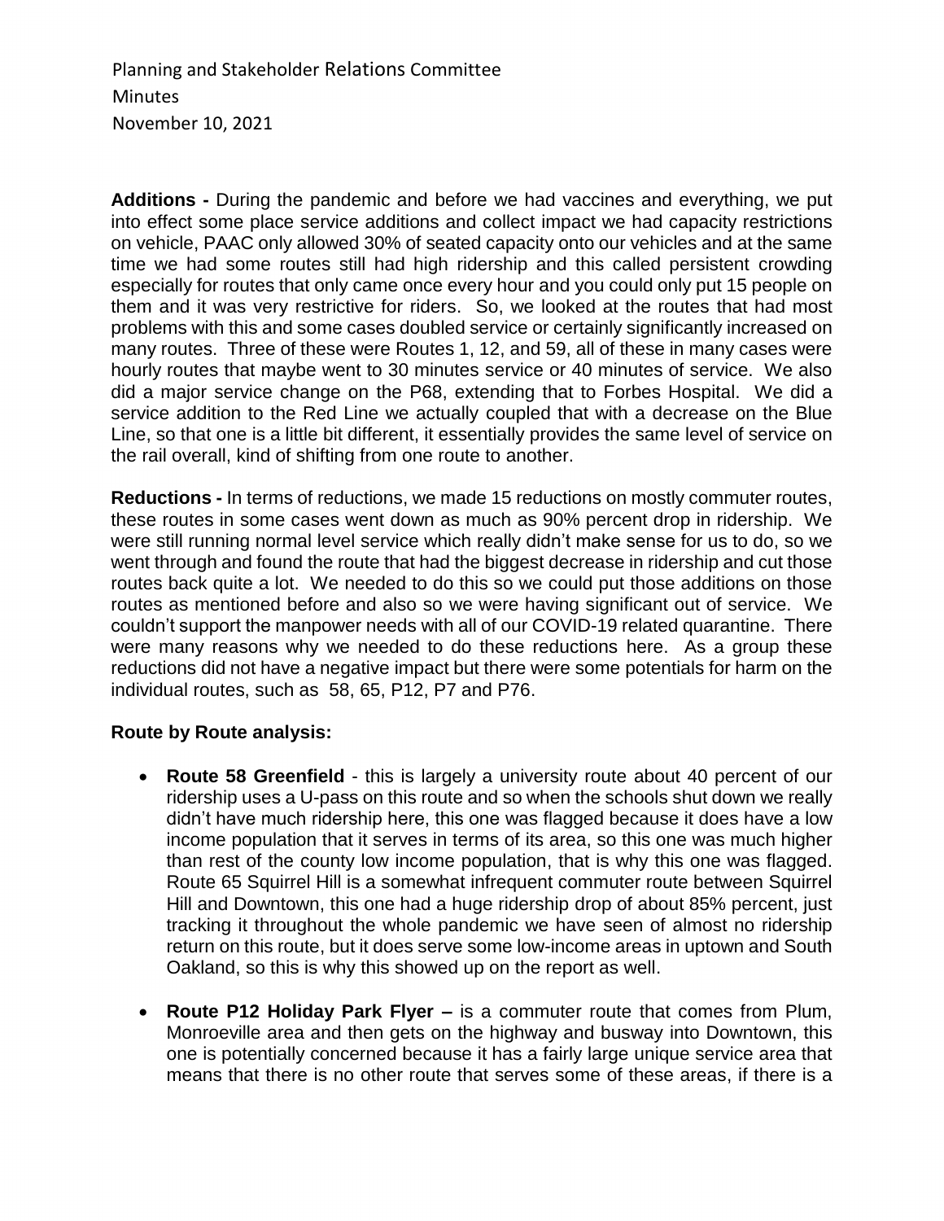Planning and Stakeholder Relations Committee
Minutes
November 10, 2021

**Additions -** During the pandemic and before we had vaccines and everything, we put into effect some place service additions and collect impact we had capacity restrictions on vehicle, PAAC only allowed 30% of seated capacity onto our vehicles and at the same time we had some routes still had high ridership and this called persistent crowding especially for routes that only came once every hour and you could only put 15 people on them and it was very restrictive for riders. So, we looked at the routes that had most problems with this and some cases doubled service or certainly significantly increased on many routes. Three of these were Routes 1, 12, and 59, all of these in many cases were hourly routes that maybe went to 30 minutes service or 40 minutes of service. We also did a major service change on the P68, extending that to Forbes Hospital. We did a service addition to the Red Line we actually coupled that with a decrease on the Blue Line, so that one is a little bit different, it essentially provides the same level of service on the rail overall, kind of shifting from one route to another.

**Reductions -** In terms of reductions, we made 15 reductions on mostly commuter routes, these routes in some cases went down as much as 90% percent drop in ridership. We were still running normal level service which really didn't make sense for us to do, so we went through and found the route that had the biggest decrease in ridership and cut those routes back quite a lot. We needed to do this so we could put those additions on those routes as mentioned before and also so we were having significant out of service. We couldn't support the manpower needs with all of our COVID-19 related quarantine. There were many reasons why we needed to do these reductions here. As a group these reductions did not have a negative impact but there were some potentials for harm on the individual routes, such as 58, 65, P12, P7 and P76.

**Route by Route analysis:**

- **Route 58 Greenfield** - this is largely a university route about 40 percent of our ridership uses a U-pass on this route and so when the schools shut down we really didn't have much ridership here, this one was flagged because it does have a low income population that it serves in terms of its area, so this one was much higher than rest of the county low income population, that is why this one was flagged. Route 65 Squirrel Hill is a somewhat infrequent commuter route between Squirrel Hill and Downtown, this one had a huge ridership drop of about 85% percent, just tracking it throughout the whole pandemic we have seen of almost no ridership return on this route, but it does serve some low-income areas in uptown and South Oakland, so this is why this showed up on the report as well.

- **Route P12 Holiday Park Flyer –** is a commuter route that comes from Plum, Monroeville area and then gets on the highway and busway into Downtown, this one is potentially concerned because it has a fairly large unique service area that means that there is no other route that serves some of these areas, if there is a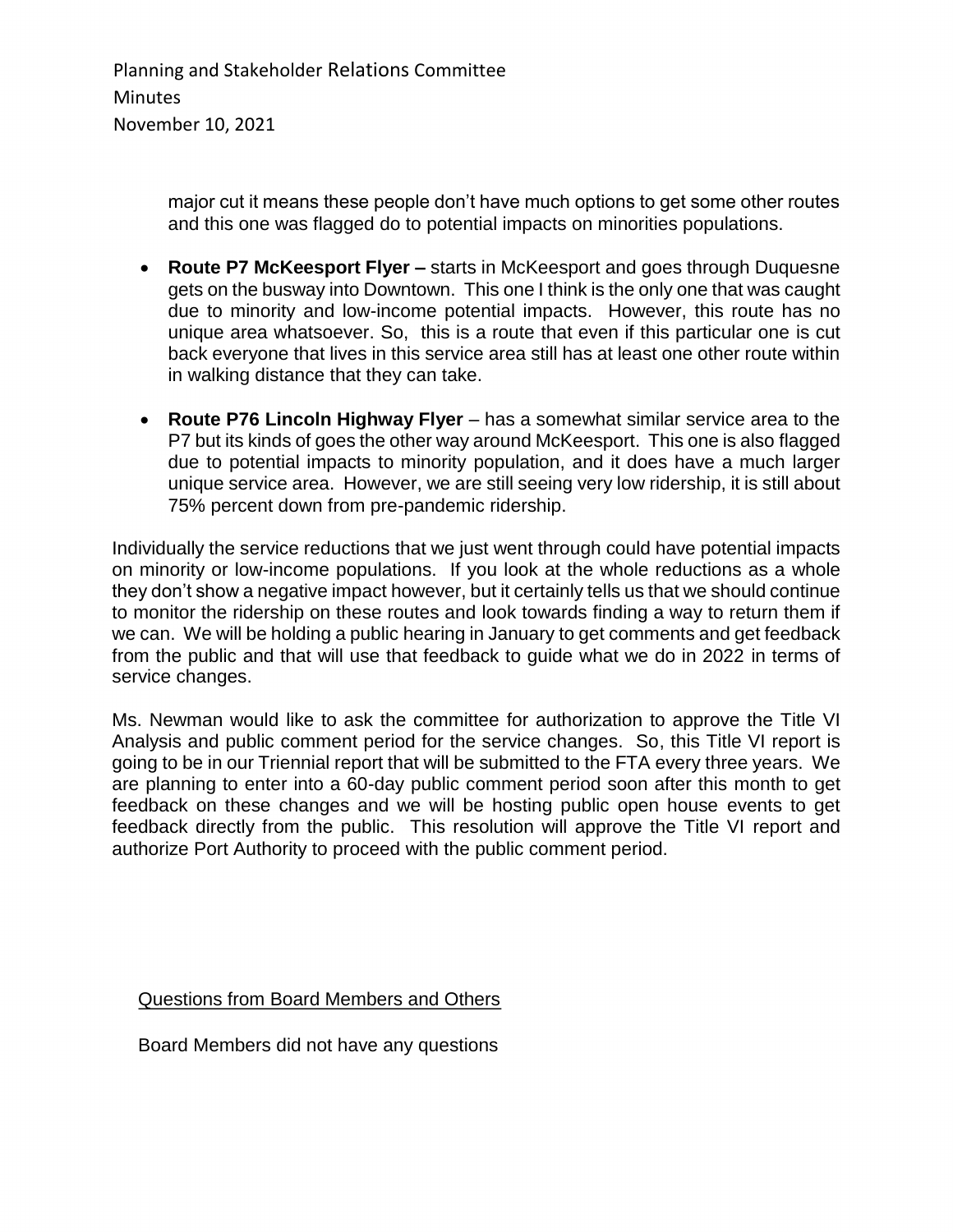major cut it means these people don't have much options to get some other routes and this one was flagged do to potential impacts on minorities populations.

- **Route P7 McKeesport Flyer –** starts in McKeesport and goes through Duquesne gets on the busway into Downtown. This one I think is the only one that was caught due to minority and low-income potential impacts. However, this route has no unique area whatsoever. So, this is a route that even if this particular one is cut back everyone that lives in this service area still has at least one other route within in walking distance that they can take.
- **Route P76 Lincoln Highway Flyer** – has a somewhat similar service area to the P7 but its kinds of goes the other way around McKeesport. This one is also flagged due to potential impacts to minority population, and it does have a much larger unique service area. However, we are still seeing very low ridership, it is still about 75% percent down from pre-pandemic ridership.

Individually the service reductions that we just went through could have potential impacts on minority or low-income populations. If you look at the whole reductions as a whole they don't show a negative impact however, but it certainly tells us that we should continue to monitor the ridership on these routes and look towards finding a way to return them if we can. We will be holding a public hearing in January to get comments and get feedback from the public and that will use that feedback to guide what we do in 2022 in terms of service changes.

Ms. Newman would like to ask the committee for authorization to approve the Title VI Analysis and public comment period for the service changes. So, this Title VI report is going to be in our Triennial report that will be submitted to the FTA every three years. We are planning to enter into a 60-day public comment period soon after this month to get feedback on these changes and we will be hosting public open house events to get feedback directly from the public. This resolution will approve the Title VI report and authorize Port Authority to proceed with the public comment period.

Questions from Board Members and Others

Board Members did not have any questions